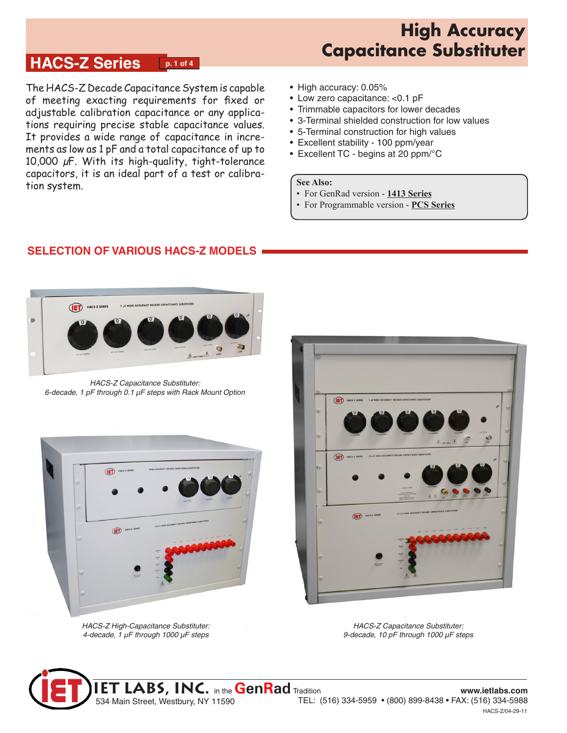# HACS-Z Series

# High Accuracy Capacitance Substituter

The HACS-Z Decade Capacitance System is capable of meeting exacting requirements for fixed or adjustable calibration capacitance or any applications requiring precise stable capacitance values. It provides a wide range of capacitance in increments as low as 1 pF and a total capacitance of up to 10,000 μF. With its high-quality, tight-tolerance capacitors, it is an ideal part of a test or calibration system.

- High accuracy: 0.05%
- Low zero capacitance: <0.1 pF
- Trimmable capacitors for lower decades
- 3-Terminal shielded construction for low values
- 5-Terminal construction for high values
- Excellent stability - 100 ppm/year
- Excellent TC - begins at 20 ppm/°C

**See Also:**
- For GenRad version - **1413 Series**
- For Programmable version - **PCS Series**

## SELECTION OF VARIOUS HACS-Z MODELS

*HACS-Z Capacitance Substituter: 6-decade, 1 pF through 0.1 μF steps with Rack Mount Option*

*HACS-Z High-Capacitance Substituter: 4-decade, 1 μF through 1000 μF steps*

*HACS-Z Capacitance Substituter: 9-decade, 10 pF through 1000 μF steps*

**IET LABS, INC.** in the GenRad Tradition
534 Main Street, Westbury, NY 11590

www.ietlabs.com
TEL: (516) 334-5959 • (800) 899-8438 • FAX: (516) 334-5988

HACS-Z/04-29-11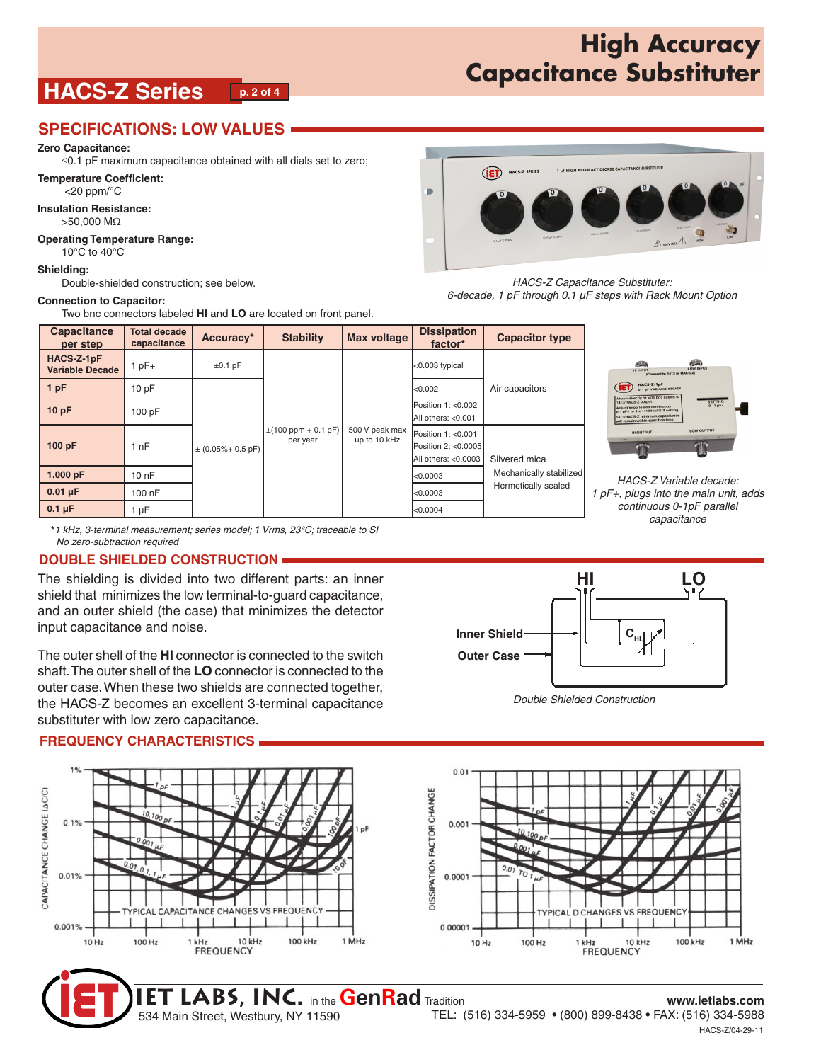# High Accuracy Capacitance Substituter

## HACS-Z Series

## SPECIFICATIONS: LOW VALUES

**Zero Capacitance:**
≤0.1 pF maximum capacitance obtained with all dials set to zero;

**Temperature Coefficient:**
<20 ppm/°C

**Insulation Resistance:**
>50,000 MΩ

**Operating Temperature Range:**
10°C to 40°C

**Shielding:**
Double-shielded construction; see below.

**Connection to Capacitor:**
Two bnc connectors labeled **HI** and **LO** are located on front panel.

*HACS-Z Capacitance Substituter: 6-decade, 1 pF through 0.1 µF steps with Rack Mount Option*

| Capacitance per step | Total decade capacitance | Accuracy* | Stability | Max voltage | Dissipation factor* | Capacitor type |
|---|---|---|---|---|---|---|
| HACS-Z-1pF Variable Decade | 1 pF+ | ±0.1 pF | ±(100 ppm + 0.1 pF) per year | 500 V peak max up to 10 kHz | <0.003 typical | Air capacitors |
| 1 pF | 10 pF | ± (0.05%+ 0.5 pF) | | | <0.002 | |
| 10 pF | 100 pF | | | | Position 1: <0.002<br>All others: <0.001 | |
| 100 pF | 1 nF | | | | Position 1: <0.001<br>Position 2: <0.0005<br>All others: <0.0003 | Silvered mica<br>Mechanically stabilized<br>Hermetically sealed |
| 1,000 pF | 10 nF | | | | <0.0003 | |
| 0.01 µF | 100 nF | | | | <0.0003 | |
| 0.1 µF | 1 µF | | | | <0.0004 | |

*1 kHz, 3-terminal measurement; series model; 1 Vrms, 23°C; traceable to SI
No zero-subtraction required

*HACS-Z Variable decade: 1 pF+, plugs into the main unit, adds continuous 0-1pF parallel capacitance*

## DOUBLE SHIELDED CONSTRUCTION

The shielding is divided into two different parts: an inner shield that minimizes the low terminal-to-guard capacitance, and an outer shield (the case) that minimizes the detector input capacitance and noise.

The outer shell of the **HI** connector is connected to the switch shaft. The outer shell of the **LO** connector is connected to the outer case. When these two shields are connected together, the HACS-Z becomes an excellent 3-terminal capacitance substituter with low zero capacitance.

*Double Shielded Construction*

## FREQUENCY CHARACTERISTICS

TYPICAL CAPACITANCE CHANGES VS FREQUENCY

TYPICAL D CHANGES VS FREQUENCY

**IET LABS, INC.** in the **GenRad** Tradition
534 Main Street, Westbury, NY 11590

www.ietlabs.com
TEL: (516) 334-5959 • (800) 899-8438 • FAX: (516) 334-5988

HACS-Z/04-29-11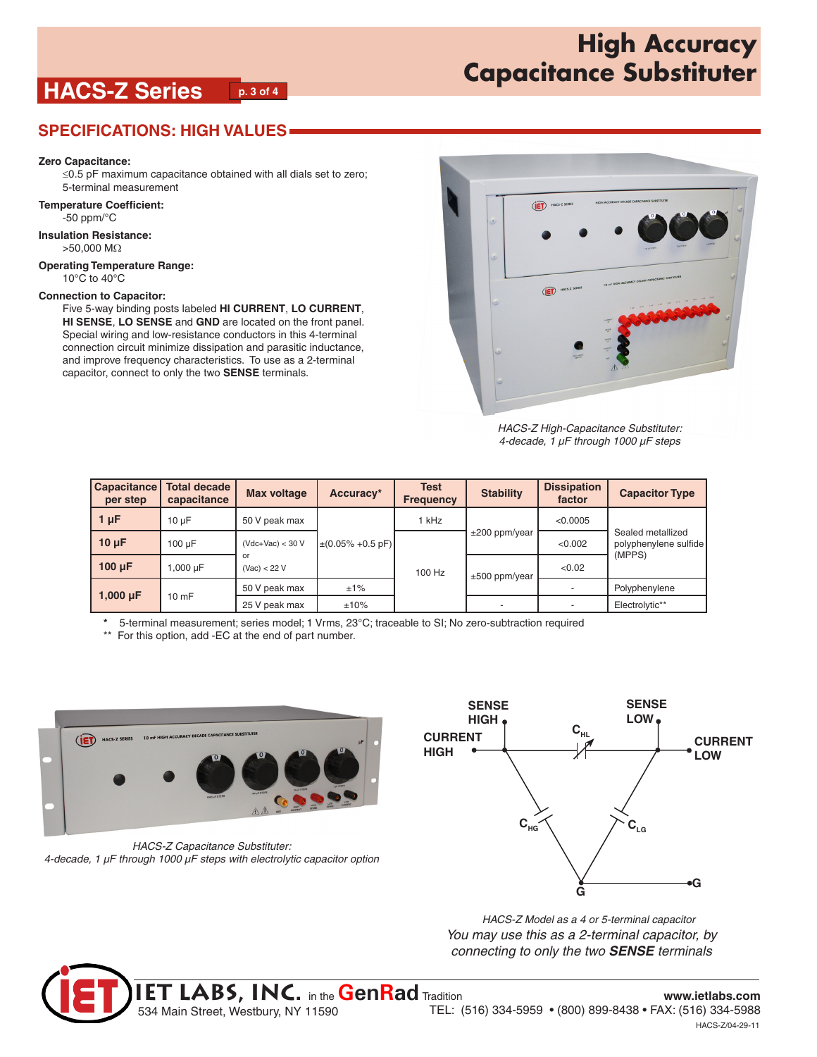# High Accuracy Capacitance Substituter

## HACS-Z Series

## SPECIFICATIONS: HIGH VALUES

**Zero Capacitance:**
≤0.5 pF maximum capacitance obtained with all dials set to zero; 5-terminal measurement

**Temperature Coefficient:**
-50 ppm/°C

**Insulation Resistance:**
>50,000 MΩ

**Operating Temperature Range:**
10°C to 40°C

**Connection to Capacitor:**
Five 5-way binding posts labeled **HI CURRENT**, **LO CURRENT**, **HI SENSE**, **LO SENSE** and **GND** are located on the front panel. Special wiring and low-resistance conductors in this 4-terminal connection circuit minimize dissipation and parasitic inductance, and improve frequency characteristics. To use as a 2-terminal capacitor, connect to only the two **SENSE** terminals.

*HACS-Z High-Capacitance Substituter: 4-decade, 1 μF through 1000 μF steps*

| Capacitance per step | Total decade capacitance | Max voltage | Accuracy* | Test Frequency | Stability | Dissipation factor | Capacitor Type |
|---|---|---|---|---|---|---|---|
| **1 μF** | 10 μF | 50 V peak max | ±(0.05% +0.5 pF) | 1 kHz | ±200 ppm/year | <0.0005 | Sealed metallized polyphenylene sulfide (MPPS) |
| **10 μF** | 100 μF | (Vdc+Vac) < 30 V or (Vac) < 22 V | ±(0.05% +0.5 pF) | 100 Hz | ±200 ppm/year | <0.002 | Sealed metallized polyphenylene sulfide (MPPS) |
| **100 μF** | 1,000 μF | (Vdc+Vac) < 30 V or (Vac) < 22 V | ±(0.05% +0.5 pF) | 100 Hz | ±500 ppm/year | <0.02 | Sealed metallized polyphenylene sulfide (MPPS) |
| **1,000 μF** | 10 mF | 50 V peak max | ±1% | 100 Hz | ±500 ppm/year | - | Polyphenylene |
| **1,000 μF** | 10 mF | 25 V peak max | ±10% | 100 Hz | - | - | Electrolytic** |

\* 5-terminal measurement; series model; 1 Vrms, 23°C; traceable to SI; No zero-subtraction required

\** For this option, add -EC at the end of part number.

*HACS-Z Capacitance Substituter: 4-decade, 1 μF through 1000 μF steps with electrolytic capacitor option*

SENSE HIGH, SENSE LOW, CURRENT HIGH, CURRENT LOW, $C_{HL}$, $C_{HG}$, $C_{LG}$, G

*HACS-Z Model as a 4 or 5-terminal capacitor*

*You may use this as a 2-terminal capacitor, by connecting to only the two **SENSE** terminals*

IET LABS, INC. in the GenRad Tradition
534 Main Street, Westbury, NY 11590

www.ietlabs.com
TEL: (516) 334-5959 • (800) 899-8438 • FAX: (516) 334-5988

HACS-Z/04-29-11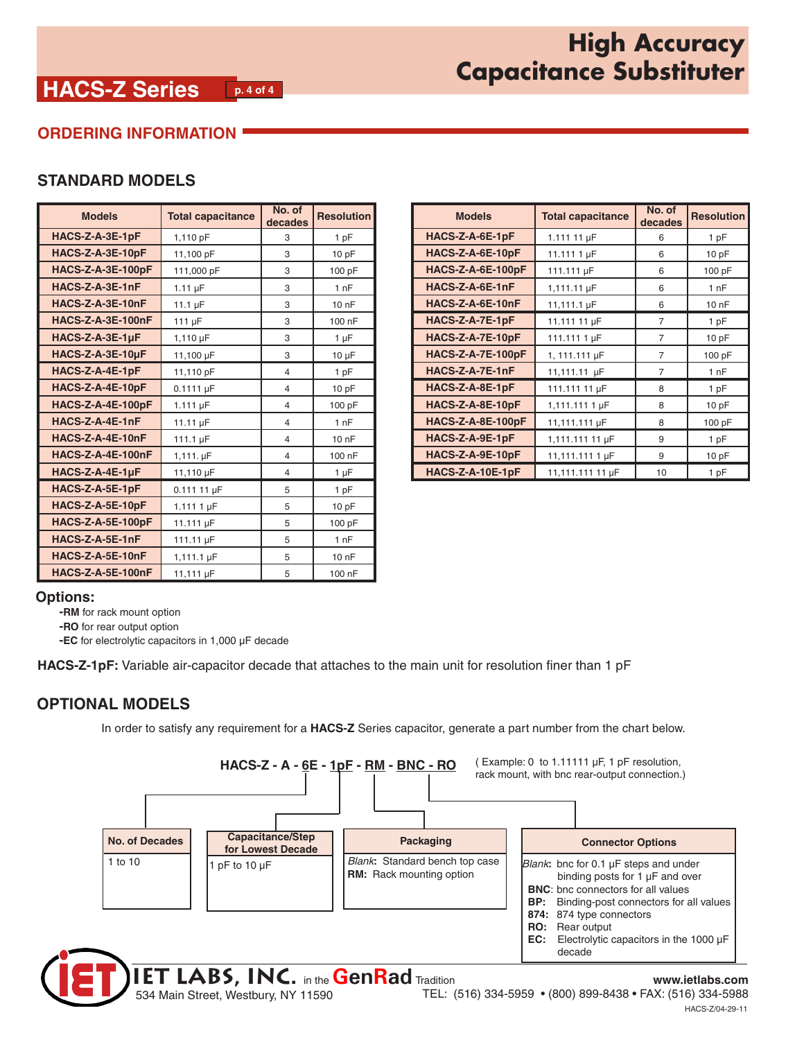# High Accuracy Capacitance Substituter

## HACS-Z Series

## ORDERING INFORMATION

### STANDARD MODELS

| Models | Total capacitance | No. of decades | Resolution |
|---|---|---|---|
| HACS-Z-A-3E-1pF | 1,110 pF | 3 | 1 pF |
| HACS-Z-A-3E-10pF | 11,100 pF | 3 | 10 pF |
| HACS-Z-A-3E-100pF | 111,000 pF | 3 | 100 pF |
| HACS-Z-A-3E-1nF | 1.11 µF | 3 | 1 nF |
| HACS-Z-A-3E-10nF | 11.1 µF | 3 | 10 nF |
| HACS-Z-A-3E-100nF | 111 µF | 3 | 100 nF |
| HACS-Z-A-3E-1µF | 1,110 µF | 3 | 1 µF |
| HACS-Z-A-3E-10µF | 11,100 µF | 3 | 10 µF |
| HACS-Z-A-4E-1pF | 11,110 pF | 4 | 1 pF |
| HACS-Z-A-4E-10pF | 0.1111 µF | 4 | 10 pF |
| HACS-Z-A-4E-100pF | 1.111 µF | 4 | 100 pF |
| HACS-Z-A-4E-1nF | 11.11 µF | 4 | 1 nF |
| HACS-Z-A-4E-10nF | 111.1 µF | 4 | 10 nF |
| HACS-Z-A-4E-100nF | 1,111. µF | 4 | 100 nF |
| HACS-Z-A-4E-1µF | 11,110 µF | 4 | 1 µF |
| HACS-Z-A-5E-1pF | 0.111 11 µF | 5 | 1 pF |
| HACS-Z-A-5E-10pF | 1.111 1 µF | 5 | 10 pF |
| HACS-Z-A-5E-100pF | 11.111 µF | 5 | 100 pF |
| HACS-Z-A-5E-1nF | 111.11 µF | 5 | 1 nF |
| HACS-Z-A-5E-10nF | 1,111.1 µF | 5 | 10 nF |
| HACS-Z-A-5E-100nF | 11,111 µF | 5 | 100 nF |

| Models | Total capacitance | No. of decades | Resolution |
|---|---|---|---|
| HACS-Z-A-6E-1pF | 1.111 11 µF | 6 | 1 pF |
| HACS-Z-A-6E-10pF | 11.111 1 µF | 6 | 10 pF |
| HACS-Z-A-6E-100pF | 111.111 µF | 6 | 100 pF |
| HACS-Z-A-6E-1nF | 1,111.11 µF | 6 | 1 nF |
| HACS-Z-A-6E-10nF | 11,111.1 µF | 6 | 10 nF |
| HACS-Z-A-7E-1pF | 11.111 11 µF | 7 | 1 pF |
| HACS-Z-A-7E-10pF | 111.111 1 µF | 7 | 10 pF |
| HACS-Z-A-7E-100pF | 1, 111.111 µF | 7 | 100 pF |
| HACS-Z-A-7E-1nF | 11,111.11 µF | 7 | 1 nF |
| HACS-Z-A-8E-1pF | 111.111 11 µF | 8 | 1 pF |
| HACS-Z-A-8E-10pF | 1,111.111 1 µF | 8 | 10 pF |
| HACS-Z-A-8E-100pF | 11,111.111 µF | 8 | 100 pF |
| HACS-Z-A-9E-1pF | 1,111.111 11 µF | 9 | 1 pF |
| HACS-Z-A-9E-10pF | 11,111.111 1 µF | 9 | 10 pF |
| HACS-Z-A-10E-1pF | 11,111.111 11 µF | 10 | 1 pF |

**Options:**

- **-RM** for rack mount option
- **-RO** for rear output option
- **-EC** for electrolytic capacitors in 1,000 µF decade

**HACS-Z-1pF:** Variable air-capacitor decade that attaches to the main unit for resolution finer than 1 pF

### OPTIONAL MODELS

In order to satisfy any requirement for a **HACS-Z** Series capacitor, generate a part number from the chart below.

**HACS-Z - A - 6E - 1pF - RM - BNC - RO** ( Example: 0 to 1.11111 µF, 1 pF resolution, rack mount, with bnc rear-output connection.)

**No. of Decades**
1 to 10

**Capacitance/Step for Lowest Decade**
1 pF to 10 µF

**Packaging**
*Blank*: Standard bench top case
**RM:** Rack mounting option

**Connector Options**
*Blank*: bnc for 0.1 µF steps and under binding posts for 1 µF and over
**BNC**: bnc connectors for all values
**BP:** Binding-post connectors for all values
**874:** 874 type connectors
**RO:** Rear output
**EC:** Electrolytic capacitors in the 1000 µF decade

IET LABS, INC. in the GenRad Tradition
534 Main Street, Westbury, NY 11590
www.ietlabs.com
TEL: (516) 334-5959 • (800) 899-8438 • FAX: (516) 334-5988
HACS-Z/04-29-11